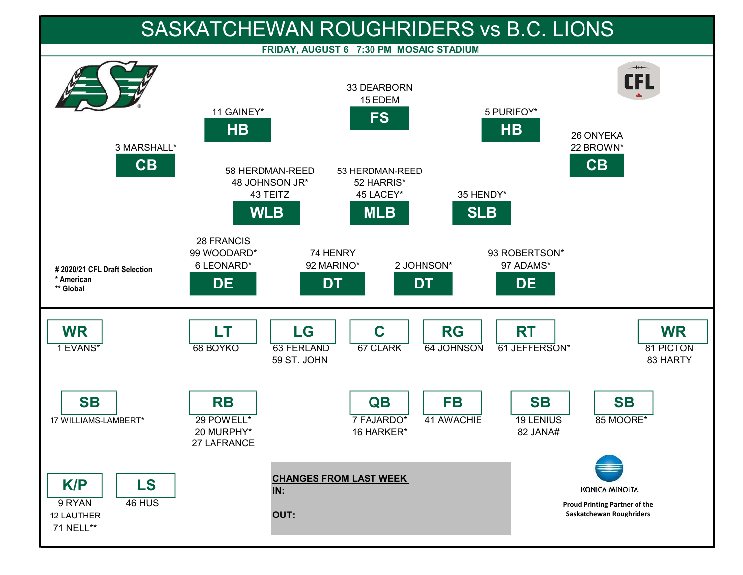# SASKATCHEWAN ROUGHRIDERS vs B.C. LIONS

**FRIDAY, AUGUST 6 7:30 PM MOSAIC STADIUM**

## Defence

| Position | Players |
|---|---|
| CB | 3 MARSHALL* |
| HB | 11 GAINEY* |
| FS | 33 DEARBORN, 15 EDEM |
| HB | 5 PURIFOY* |
| CB | 26 ONYEKA, 22 BROWN* |
| WLB | 58 HERDMAN-REED, 48 JOHNSON JR*, 43 TEITZ |
| MLB | 53 HERDMAN-REED, 52 HARRIS*, 45 LACEY* |
| SLB | 35 HENDY* |
| DE | 28 FRANCIS, 99 WOODARD*, 6 LEONARD* |
| DT | 74 HENRY, 92 MARINO* |
| DT | 2 JOHNSON* |
| DE | 93 ROBERTSON*, 97 ADAMS* |

# 2020/21 CFL Draft Selection
\* American
\** Global

## Offence

| Position | Players |
|---|---|
| WR | 1 EVANS* |
| LT | 68 BOYKO |
| LG | 63 FERLAND, 59 ST. JOHN |
| C | 67 CLARK |
| RG | 64 JOHNSON |
| RT | 61 JEFFERSON* |
| WR | 81 PICTON, 83 HARTY |
| SB | 17 WILLIAMS-LAMBERT* |
| RB | 29 POWELL*, 20 MURPHY*, 27 LAFRANCE |
| QB | 7 FAJARDO*, 16 HARKER* |
| FB | 41 AWACHIE |
| SB | 19 LENIUS, 82 JANA# |
| SB | 85 MOORE* |

## Special Teams

| Position | Players |
|---|---|
| K/P | 9 RYAN, 12 LAUTHER, 71 NELL** |
| LS | 46 HUS |

**CHANGES FROM LAST WEEK**

**IN:**

**OUT:**

KONICA MINOLTA

**Proud Printing Partner of the Saskatchewan Roughriders**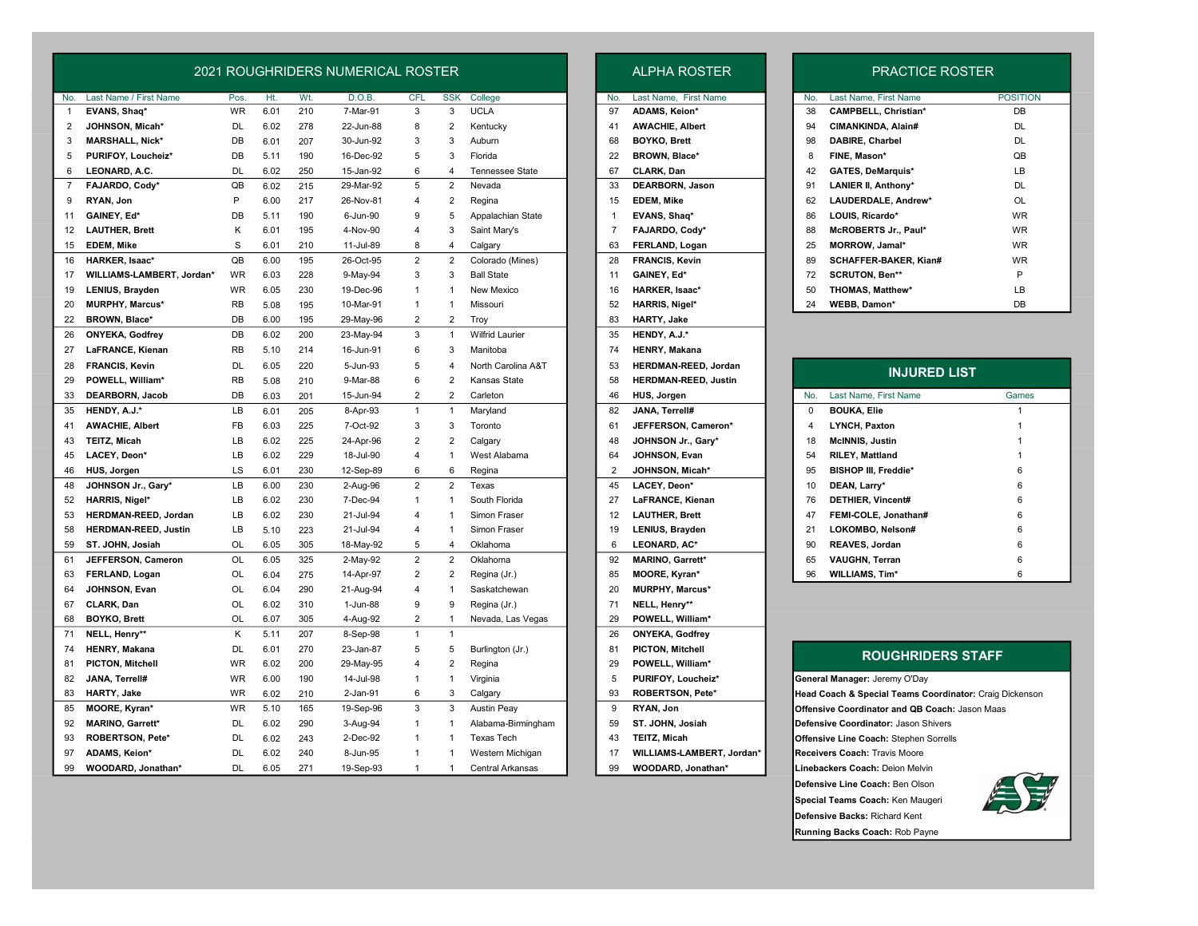## 2021 ROUGHRIDERS NUMERICAL ROSTER

| No. | Last Name / First Name | Pos. | Ht. | Wt. | D.O.B. | CFL | SSK | College |
|---|---|---|---|---|---|---|---|---|
| 1 | **EVANS, Shaq*** | WR | 6.01 | 210 | 7-Mar-91 | 3 | 3 | UCLA |
| 2 | **JOHNSON, Micah*** | DL | 6.02 | 278 | 22-Jun-88 | 8 | 2 | Kentucky |
| 3 | **MARSHALL, Nick*** | DB | 6.01 | 207 | 30-Jun-92 | 3 | 3 | Auburn |
| 5 | **PURIFOY, Loucheiz*** | DB | 5.11 | 190 | 16-Dec-92 | 5 | 3 | Florida |
| 6 | **LEONARD, A.C.** | DL | 6.02 | 250 | 15-Jan-92 | 6 | 4 | Tennessee State |
| 7 | **FAJARDO, Cody*** | QB | 6.02 | 215 | 29-Mar-92 | 5 | 2 | Nevada |
| 9 | **RYAN, Jon** | P | 6.00 | 217 | 26-Nov-81 | 4 | 2 | Regina |
| 11 | **GAINEY, Ed*** | DB | 5.11 | 190 | 6-Jun-90 | 9 | 5 | Appalachian State |
| 12 | **LAUTHER, Brett** | K | 6.01 | 195 | 4-Nov-90 | 4 | 3 | Saint Mary's |
| 15 | **EDEM, Mike** | S | 6.01 | 210 | 11-Jul-89 | 8 | 4 | Calgary |
| 16 | **HARKER, Isaac*** | QB | 6.00 | 195 | 26-Oct-95 | 2 | 2 | Colorado (Mines) |
| 17 | **WILLIAMS-LAMBERT, Jordan*** | WR | 6.03 | 228 | 9-May-94 | 3 | 3 | Ball State |
| 19 | **LENIUS, Brayden** | WR | 6.05 | 230 | 19-Dec-96 | 1 | 1 | New Mexico |
| 20 | **MURPHY, Marcus*** | RB | 5.08 | 195 | 10-Mar-91 | 1 | 1 | Missouri |
| 22 | **BROWN, Blace*** | DB | 6.00 | 195 | 29-May-96 | 2 | 2 | Troy |
| 26 | **ONYEKA, Godfrey** | DB | 6.02 | 200 | 23-May-94 | 3 | 1 | Wilfrid Laurier |
| 27 | **LaFRANCE, Kienan** | RB | 5.10 | 214 | 16-Jun-91 | 6 | 3 | Manitoba |
| 28 | **FRANCIS, Kevin** | DL | 6.05 | 220 | 5-Jun-93 | 5 | 4 | North Carolina A&T |
| 29 | **POWELL, William*** | RB | 5.08 | 210 | 9-Mar-88 | 6 | 2 | Kansas State |
| 33 | **DEARBORN, Jacob** | DB | 6.03 | 201 | 15-Jun-94 | 2 | 2 | Carleton |
| 35 | **HENDY, A.J.*** | LB | 6.01 | 205 | 8-Apr-93 | 1 | 1 | Maryland |
| 41 | **AWACHIE, Albert** | FB | 6.03 | 225 | 7-Oct-92 | 3 | 3 | Toronto |
| 43 | **TEITZ, Micah** | LB | 6.02 | 225 | 24-Apr-96 | 2 | 2 | Calgary |
| 45 | **LACEY, Deon*** | LB | 6.02 | 229 | 18-Jul-90 | 4 | 1 | West Alabama |
| 46 | **HUS, Jorgen** | LS | 6.01 | 230 | 12-Sep-89 | 6 | 6 | Regina |
| 48 | **JOHNSON Jr., Gary*** | LB | 6.00 | 230 | 2-Aug-96 | 2 | 2 | Texas |
| 52 | **HARRIS, Nigel*** | LB | 6.02 | 230 | 7-Dec-94 | 1 | 1 | South Florida |
| 53 | **HERDMAN-REED, Jordan** | LB | 6.02 | 230 | 21-Jul-94 | 4 | 1 | Simon Fraser |
| 58 | **HERDMAN-REED, Justin** | LB | 5.10 | 223 | 21-Jul-94 | 4 | 1 | Simon Fraser |
| 59 | **ST. JOHN, Josiah** | OL | 6.05 | 305 | 18-May-92 | 5 | 4 | Oklahoma |
| 61 | **JEFFERSON, Cameron** | OL | 6.05 | 325 | 2-May-92 | 2 | 2 | Oklahoma |
| 63 | **FERLAND, Logan** | OL | 6.04 | 275 | 14-Apr-97 | 2 | 2 | Regina (Jr.) |
| 64 | **JOHNSON, Evan** | OL | 6.04 | 290 | 21-Aug-94 | 4 | 1 | Saskatchewan |
| 67 | **CLARK, Dan** | OL | 6.02 | 310 | 1-Jun-88 | 9 | 9 | Regina (Jr.) |
| 68 | **BOYKO, Brett** | OL | 6.07 | 305 | 4-Aug-92 | 2 | 1 | Nevada, Las Vegas |
| 71 | **NELL, Henry**** | K | 5.11 | 207 | 8-Sep-98 | 1 | 1 | |
| 74 | **HENRY, Makana** | DL | 6.01 | 270 | 23-Jan-87 | 5 | 5 | Burlington (Jr.) |
| 81 | **PICTON, Mitchell** | WR | 6.02 | 200 | 29-May-95 | 4 | 2 | Regina |
| 82 | **JANA, Terrell#** | WR | 6.00 | 190 | 14-Jul-98 | 1 | 1 | Virginia |
| 83 | **HARTY, Jake** | WR | 6.02 | 210 | 2-Jan-91 | 6 | 3 | Calgary |
| 85 | **MOORE, Kyran*** | WR | 5.10 | 165 | 19-Sep-96 | 3 | 3 | Austin Peay |
| 92 | **MARINO, Garrett*** | DL | 6.02 | 290 | 3-Aug-94 | 1 | 1 | Alabama-Birmingham |
| 93 | **ROBERTSON, Pete*** | DL | 6.02 | 243 | 2-Dec-92 | 1 | 1 | Texas Tech |
| 97 | **ADAMS, Keion*** | DL | 6.02 | 240 | 8-Jun-95 | 1 | 1 | Western Michigan |
| 99 | **WOODARD, Jonathan*** | DL | 6.05 | 271 | 19-Sep-93 | 1 | 1 | Central Arkansas |

## ALPHA ROSTER

| No. | Last Name, First Name |
|---|---|
| 97 | **ADAMS, Keion*** |
| 41 | **AWACHIE, Albert** |
| 68 | **BOYKO, Brett** |
| 22 | **BROWN, Blace*** |
| 67 | **CLARK, Dan** |
| 33 | **DEARBORN, Jason** |
| 15 | **EDEM, Mike** |
| 1 | **EVANS, Shaq*** |
| 7 | **FAJARDO, Cody*** |
| 63 | **FERLAND, Logan** |
| 28 | **FRANCIS, Kevin** |
| 11 | **GAINEY, Ed*** |
| 16 | **HARKER, Isaac*** |
| 52 | **HARRIS, Nigel*** |
| 83 | **HARTY, Jake** |
| 35 | **HENDY, A.J.*** |
| 74 | **HENRY, Makana** |
| 53 | **HERDMAN-REED, Jordan** |
| 58 | **HERDMAN-REED, Justin** |
| 46 | **HUS, Jorgen** |
| 82 | **JANA, Terrell#** |
| 61 | **JEFFERSON, Cameron*** |
| 48 | **JOHNSON Jr., Gary*** |
| 64 | **JOHNSON, Evan** |
| 2 | **JOHNSON, Micah*** |
| 45 | **LACEY, Deon*** |
| 27 | **LaFRANCE, Kienan** |
| 12 | **LAUTHER, Brett** |
| 19 | **LENIUS, Brayden** |
| 6 | **LEONARD, AC*** |
| 92 | **MARINO, Garrett*** |
| 85 | **MOORE, Kyran*** |
| 20 | **MURPHY, Marcus*** |
| 71 | **NELL, Henry**** |
| 29 | **POWELL, William*** |
| 26 | **ONYEKA, Godfrey** |
| 81 | **PICTON, Mitchell** |
| 29 | **POWELL, William*** |
| 5 | **PURIFOY, Loucheiz*** |
| 93 | **ROBERTSON, Pete*** |
| 9 | **RYAN, Jon** |
| 59 | **ST. JOHN, Josiah** |
| 43 | **TEITZ, Micah** |
| 17 | **WILLIAMS-LAMBERT, Jordan*** |
| 99 | **WOODARD, Jonathan*** |

## PRACTICE ROSTER

| No. | Last Name, First Name | POSITION |
|---|---|---|
| 38 | **CAMPBELL, Christian*** | DB |
| 94 | **CIMANKINDA, Alain#** | DL |
| 98 | **DABIRE, Charbel** | DL |
| 8 | **FINE, Mason*** | QB |
| 42 | **GATES, DeMarquis*** | LB |
| 91 | **LANIER II, Anthony*** | DL |
| 62 | **LAUDERDALE, Andrew*** | OL |
| 86 | **LOUIS, Ricardo*** | WR |
| 88 | **McROBERTS Jr., Paul*** | WR |
| 25 | **MORROW, Jamal*** | WR |
| 89 | **SCHAFFER-BAKER, Kian#** | WR |
| 72 | **SCRUTON, Ben**** | P |
| 50 | **THOMAS, Matthew*** | LB |
| 24 | **WEBB, Damon*** | DB |

## INJURED LIST

| No. | Last Name, First Name | Games |
|---|---|---|
| 0 | **BOUKA, Elie** | 1 |
| 4 | **LYNCH, Paxton** | 1 |
| 18 | **McINNIS, Justin** | 1 |
| 54 | **RILEY, Mattland** | 1 |
| 95 | **BISHOP III, Freddie*** | 6 |
| 10 | **DEAN, Larry*** | 6 |
| 76 | **DETHIER, Vincent#** | 6 |
| 47 | **FEMI-COLE, Jonathan#** | 6 |
| 21 | **LOKOMBO, Nelson#** | 6 |
| 90 | **REAVES, Jordan** | 6 |
| 65 | **VAUGHN, Terran** | 6 |
| 96 | **WILLIAMS, Tim*** | 6 |

## ROUGHRIDERS STAFF

**General Manager:** Jeremy O'Day

**Head Coach & Special Teams Coordinator:** Craig Dickenson

**Offensive Coordinator and QB Coach:** Jason Maas

**Defensive Coordinator:** Jason Shivers

**Offensive Line Coach:** Stephen Sorrells

**Receivers Coach:** Travis Moore

**Linebackers Coach:** Deion Melvin

**Defensive Line Coach:** Ben Olson

**Special Teams Coach:** Ken Maugeri

**Defensive Backs:** Richard Kent

**Running Backs Coach:** Rob Payne